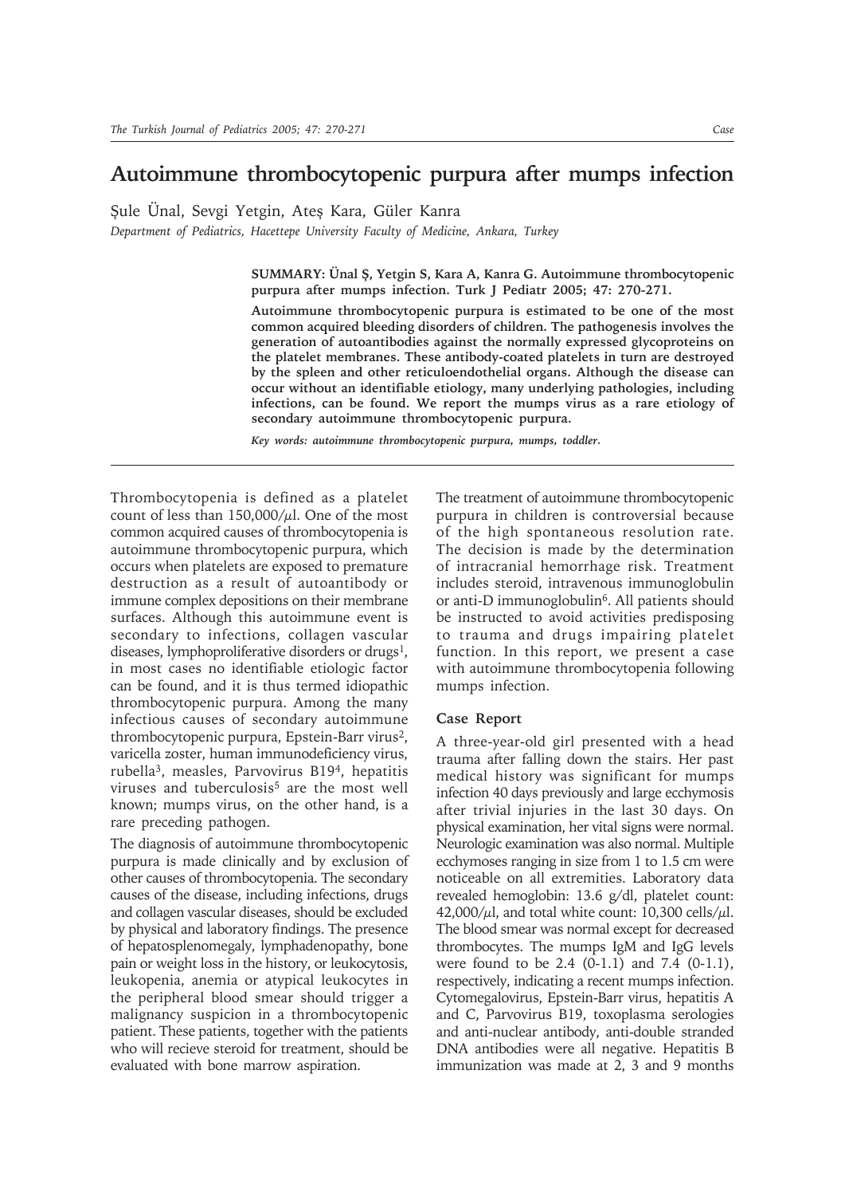# Autoimmune thrombocytopenic purpura after mumps infection

Şule Ünal, Sevgi Yetgin, Ateş Kara, Güler Kanra

*Department of Pediatrics, Hacettepe University Faculty of Medicine, Ankara, Turkey*

**SUMMARY: Ünal Ş, Yetgin S, Kara A, Kanra G. Autoimmune thrombocytopenic purpura after mumps infection. Turk J Pediatr 2005; 47: 270-271.**

**Autoimmune thrombocytopenic purpura is estimated to be one of the most common acquired bleeding disorders of children. The pathogenesis involves the generation of autoantibodies against the normally expressed glycoproteins on the platelet membranes. These antibody-coated platelets in turn are destroyed by the spleen and other reticuloendothelial organs. Although the disease can occur without an identifiable etiology, many underlying pathologies, including infections, can be found. We report the mumps virus as a rare etiology of secondary autoimmune thrombocytopenic purpura.**

*Key words: autoimmune thrombocytopenic purpura, mumps, toddler.*

Thrombocytopenia is defined as a platelet count of less than 150,000/$\mu$l. One of the most common acquired causes of thrombocytopenia is autoimmune thrombocytopenic purpura, which occurs when platelets are exposed to premature destruction as a result of autoantibody or immune complex depositions on their membrane surfaces. Although this autoimmune event is secondary to infections, collagen vascular diseases, lymphoproliferative disorders or drugs[1], in most cases no identifiable etiologic factor can be found, and it is thus termed idiopathic thrombocytopenic purpura. Among the many infectious causes of secondary autoimmune thrombocytopenic purpura, Epstein-Barr virus[2], varicella zoster, human immunodeficiency virus, rubella[3], measles, Parvovirus B19[4], hepatitis viruses and tuberculosis[5] are the most well known; mumps virus, on the other hand, is a rare preceding pathogen.

The diagnosis of autoimmune thrombocytopenic purpura is made clinically and by exclusion of other causes of thrombocytopenia. The secondary causes of the disease, including infections, drugs and collagen vascular diseases, should be excluded by physical and laboratory findings. The presence of hepatosplenomegaly, lymphadenopathy, bone pain or weight loss in the history, or leukocytosis, leukopenia, anemia or atypical leukocytes in the peripheral blood smear should trigger a malignancy suspicion in a thrombocytopenic patient. These patients, together with the patients who will recieve steroid for treatment, should be evaluated with bone marrow aspiration.

The treatment of autoimmune thrombocytopenic purpura in children is controversial because of the high spontaneous resolution rate. The decision is made by the determination of intracranial hemorrhage risk. Treatment includes steroid, intravenous immunoglobulin or anti-D immunoglobulin[6]. All patients should be instructed to avoid activities predisposing to trauma and drugs impairing platelet function. In this report, we present a case with autoimmune thrombocytopenia following mumps infection.

## Case Report

A three-year-old girl presented with a head trauma after falling down the stairs. Her past medical history was significant for mumps infection 40 days previously and large ecchymosis after trivial injuries in the last 30 days. On physical examination, her vital signs were normal. Neurologic examination was also normal. Multiple ecchymoses ranging in size from 1 to 1.5 cm were noticeable on all extremities. Laboratory data revealed hemoglobin: 13.6 g/dl, platelet count: 42,000/$\mu$l, and total white count: 10,300 cells/$\mu$l. The blood smear was normal except for decreased thrombocytes. The mumps IgM and IgG levels were found to be 2.4 (0-1.1) and 7.4 (0-1.1), respectively, indicating a recent mumps infection. Cytomegalovirus, Epstein-Barr virus, hepatitis A and C, Parvovirus B19, toxoplasma serologies and anti-nuclear antibody, anti-double stranded DNA antibodies were all negative. Hepatitis B immunization was made at 2, 3 and 9 months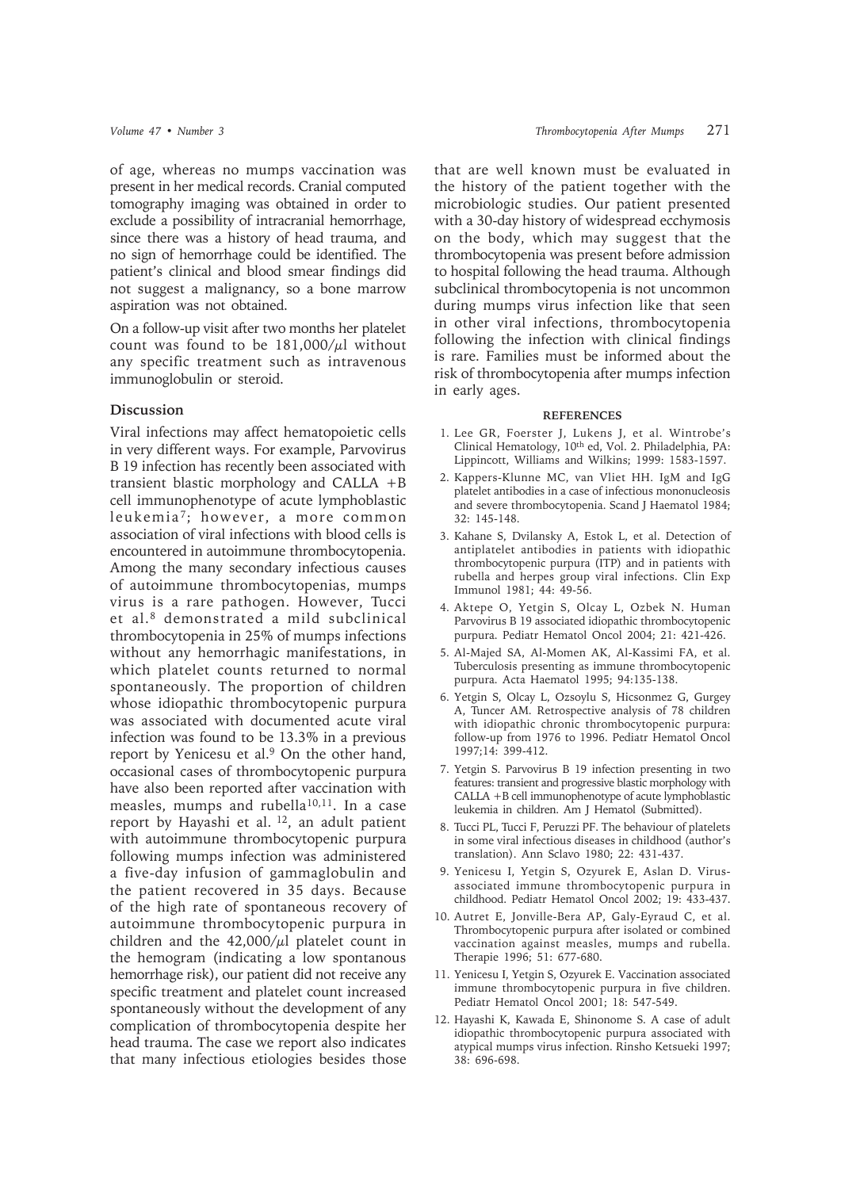of age, whereas no mumps vaccination was present in her medical records. Cranial computed tomography imaging was obtained in order to exclude a possibility of intracranial hemorrhage, since there was a history of head trauma, and no sign of hemorrhage could be identified. The patient's clinical and blood smear findings did not suggest a malignancy, so a bone marrow aspiration was not obtained.

On a follow-up visit after two months her platelet count was found to be 181,000/$\mu$l without any specific treatment such as intravenous immunoglobulin or steroid.

## Discussion

Viral infections may affect hematopoietic cells in very different ways. For example, Parvovirus B 19 infection has recently been associated with transient blastic morphology and CALLA +B cell immunophenotype of acute lymphoblastic leukemia[7]; however, a more common association of viral infections with blood cells is encountered in autoimmune thrombocytopenia. Among the many secondary infectious causes of autoimmune thrombocytopenias, mumps virus is a rare pathogen. However, Tucci et al.[8] demonstrated a mild subclinical thrombocytopenia in 25% of mumps infections without any hemorrhagic manifestations, in which platelet counts returned to normal spontaneously. The proportion of children whose idiopathic thrombocytopenic purpura was associated with documented acute viral infection was found to be 13.3% in a previous report by Yenicesu et al.[9] On the other hand, occasional cases of thrombocytopenic purpura have also been reported after vaccination with measles, mumps and rubella[10,11]. In a case report by Hayashi et al. [12], an adult patient with autoimmune thrombocytopenic purpura following mumps infection was administered a five-day infusion of gammaglobulin and the patient recovered in 35 days. Because of the high rate of spontaneous recovery of autoimmune thrombocytopenic purpura in children and the 42,000/$\mu$l platelet count in the hemogram (indicating a low spontanous hemorrhage risk), our patient did not receive any specific treatment and platelet count increased spontaneously without the development of any complication of thrombocytopenia despite her head trauma. The case we report also indicates that many infectious etiologies besides those that are well known must be evaluated in the history of the patient together with the microbiologic studies. Our patient presented with a 30-day history of widespread ecchymosis on the body, which may suggest that the thrombocytopenia was present before admission to hospital following the head trauma. Although subclinical thrombocytopenia is not uncommon during mumps virus infection like that seen in other viral infections, thrombocytopenia following the infection with clinical findings is rare. Families must be informed about the risk of thrombocytopenia after mumps infection in early ages.

## REFERENCES

1. Lee GR, Foerster J, Lukens J, et al. Wintrobe's Clinical Hematology, 10th ed, Vol. 2. Philadelphia, PA: Lippincott, Williams and Wilkins; 1999: 1583-1597.
2. Kappers-Klunne MC, van Vliet HH. IgM and IgG platelet antibodies in a case of infectious mononucleosis and severe thrombocytopenia. Scand J Haematol 1984; 32: 145-148.
3. Kahane S, Dvilansky A, Estok L, et al. Detection of antiplatelet antibodies in patients with idiopathic thrombocytopenic purpura (ITP) and in patients with rubella and herpes group viral infections. Clin Exp Immunol 1981; 44: 49-56.
4. Aktepe O, Yetgin S, Olcay L, Ozbek N. Human Parvovirus B 19 associated idiopathic thrombocytopenic purpura. Pediatr Hematol Oncol 2004; 21: 421-426.
5. Al-Majed SA, Al-Momen AK, Al-Kassimi FA, et al. Tuberculosis presenting as immune thrombocytopenic purpura. Acta Haematol 1995; 94:135-138.
6. Yetgin S, Olcay L, Ozsoylu S, Hicsonmez G, Gurgey A, Tuncer AM. Retrospective analysis of 78 children with idiopathic chronic thrombocytopenic purpura: follow-up from 1976 to 1996. Pediatr Hematol Oncol 1997;14: 399-412.
7. Yetgin S. Parvovirus B 19 infection presenting in two features: transient and progressive blastic morphology with CALLA +B cell immunophenotype of acute lymphoblastic leukemia in children. Am J Hematol (Submitted).
8. Tucci PL, Tucci F, Peruzzi PF. The behaviour of platelets in some viral infectious diseases in childhood (author's translation). Ann Sclavo 1980; 22: 431-437.
9. Yenicesu I, Yetgin S, Ozyurek E, Aslan D. Virus-associated immune thrombocytopenic purpura in childhood. Pediatr Hematol Oncol 2002; 19: 433-437.
10. Autret E, Jonville-Bera AP, Galy-Eyraud C, et al. Thrombocytopenic purpura after isolated or combined vaccination against measles, mumps and rubella. Therapie 1996; 51: 677-680.
11. Yenicesu I, Yetgin S, Ozyurek E. Vaccination associated immune thrombocytopenic purpura in five children. Pediatr Hematol Oncol 2001; 18: 547-549.
12. Hayashi K, Kawada E, Shinonome S. A case of adult idiopathic thrombocytopenic purpura associated with atypical mumps virus infection. Rinsho Ketsueki 1997; 38: 696-698.